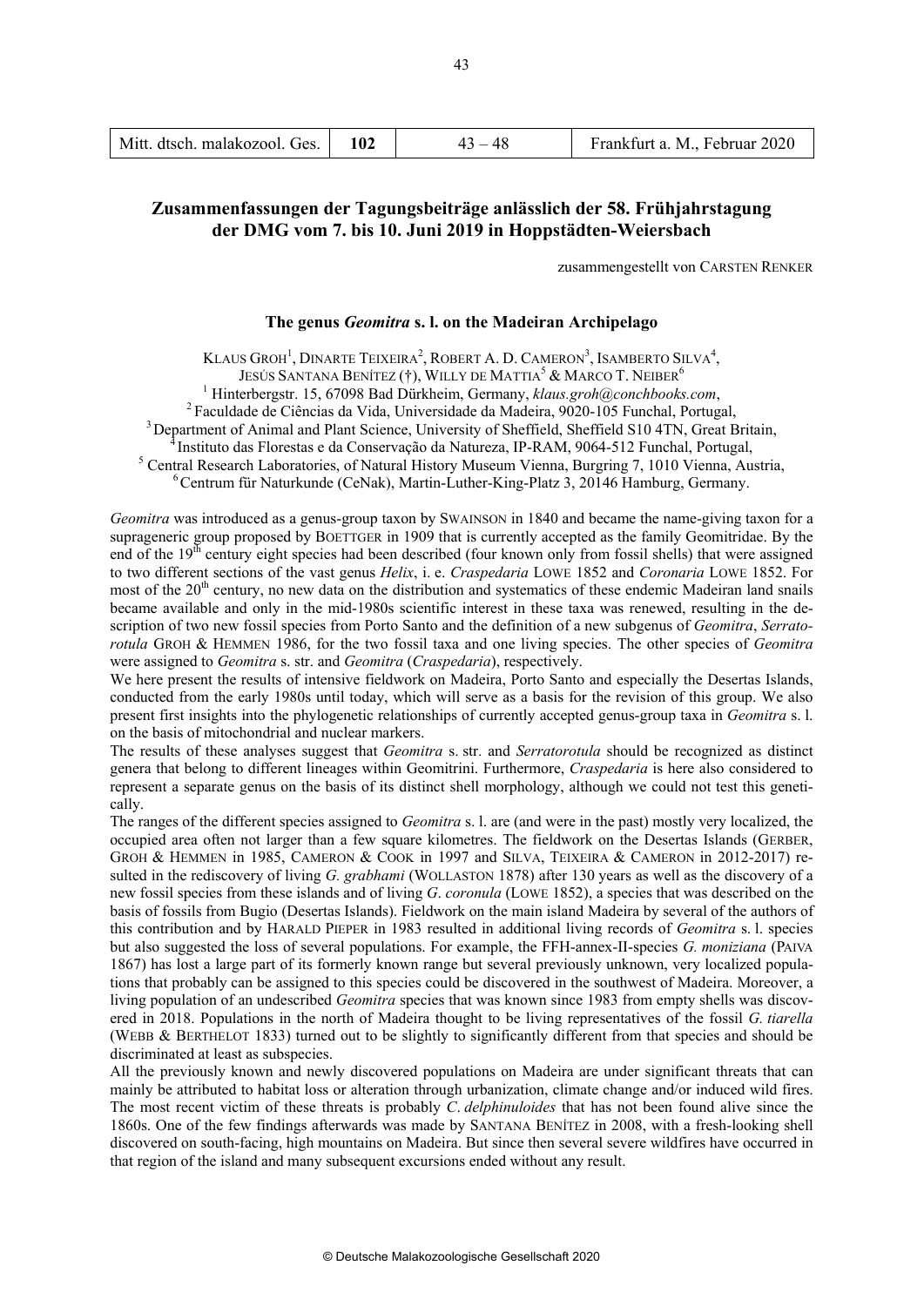# Zusammenfassungen der Tagungsbeiträge anlässlich der 58. Frühjahrstagung der DMG vom 7. bis 10. Juni 2019 in Hoppstädten-Weiersbach

zusammengestellt von CARSTEN RENKER

## The genus *Geomitra* s. l. on the Madeiran Archipelago

KLAUS GROH[1], DINARTE TEIXEIRA[2], ROBERT A. D. CAMERON[3], ISAMBERTO SILVA[4], JESÚS SANTANA BENÍTEZ (†), WILLY DE MATTIA[5] & MARCO T. NEIBER[6]

[1] Hinterbergstr. 15, 67098 Bad Dürkheim, Germany, *klaus.groh@conchbooks.com*,
[2] Faculdade de Ciências da Vida, Universidade da Madeira, 9020-105 Funchal, Portugal,
[3] Department of Animal and Plant Science, University of Sheffield, Sheffield S10 4TN, Great Britain,
[4] Instituto das Florestas e da Conservação da Natureza, IP-RAM, 9064-512 Funchal, Portugal,
[5] Central Research Laboratories, of Natural History Museum Vienna, Burgring 7, 1010 Vienna, Austria,
[6] Centrum für Naturkunde (CeNak), Martin-Luther-King-Platz 3, 20146 Hamburg, Germany.

*Geomitra* was introduced as a genus-group taxon by SWAINSON in 1840 and became the name-giving taxon for a suprageneric group proposed by BOETTGER in 1909 that is currently accepted as the family Geomitridae. By the end of the 19th century eight species had been described (four known only from fossil shells) that were assigned to two different sections of the vast genus *Helix*, i. e. *Craspedaria* LOWE 1852 and *Coronaria* LOWE 1852. For most of the 20th century, no new data on the distribution and systematics of these endemic Madeiran land snails became available and only in the mid-1980s scientific interest in these taxa was renewed, resulting in the description of two new fossil species from Porto Santo and the definition of a new subgenus of *Geomitra*, *Serratorotula* GROH & HEMMEN 1986, for the two fossil taxa and one living species. The other species of *Geomitra* were assigned to *Geomitra* s. str. and *Geomitra* (*Craspedaria*), respectively.

We here present the results of intensive fieldwork on Madeira, Porto Santo and especially the Desertas Islands, conducted from the early 1980s until today, which will serve as a basis for the revision of this group. We also present first insights into the phylogenetic relationships of currently accepted genus-group taxa in *Geomitra* s. l. on the basis of mitochondrial and nuclear markers.

The results of these analyses suggest that *Geomitra* s. str. and *Serratorotula* should be recognized as distinct genera that belong to different lineages within Geomitrini. Furthermore, *Craspedaria* is here also considered to represent a separate genus on the basis of its distinct shell morphology, although we could not test this genetically.

The ranges of the different species assigned to *Geomitra* s. l. are (and were in the past) mostly very localized, the occupied area often not larger than a few square kilometres. The fieldwork on the Desertas Islands (GERBER, GROH & HEMMEN in 1985, CAMERON & COOK in 1997 and SILVA, TEIXEIRA & CAMERON in 2012-2017) resulted in the rediscovery of living *G. grabhami* (WOLLASTON 1878) after 130 years as well as the discovery of a new fossil species from these islands and of living *G. coronula* (LOWE 1852), a species that was described on the basis of fossils from Bugio (Desertas Islands). Fieldwork on the main island Madeira by several of the authors of this contribution and by HARALD PIEPER in 1983 resulted in additional living records of *Geomitra* s. l. species but also suggested the loss of several populations. For example, the FFH-annex-II-species *G. moniziana* (PAIVA 1867) has lost a large part of its formerly known range but several previously unknown, very localized populations that probably can be assigned to this species could be discovered in the southwest of Madeira. Moreover, a living population of an undescribed *Geomitra* species that was known since 1983 from empty shells was discovered in 2018. Populations in the north of Madeira thought to be living representatives of the fossil *G. tiarella* (WEBB & BERTHELOT 1833) turned out to be slightly to significantly different from that species and should be discriminated at least as subspecies.

All the previously known and newly discovered populations on Madeira are under significant threats that can mainly be attributed to habitat loss or alteration through urbanization, climate change and/or induced wild fires. The most recent victim of these threats is probably *C. delphinuloides* that has not been found alive since the 1860s. One of the few findings afterwards was made by SANTANA BENÍTEZ in 2008, with a fresh-looking shell discovered on south-facing, high mountains on Madeira. But since then several severe wildfires have occurred in that region of the island and many subsequent excursions ended without any result.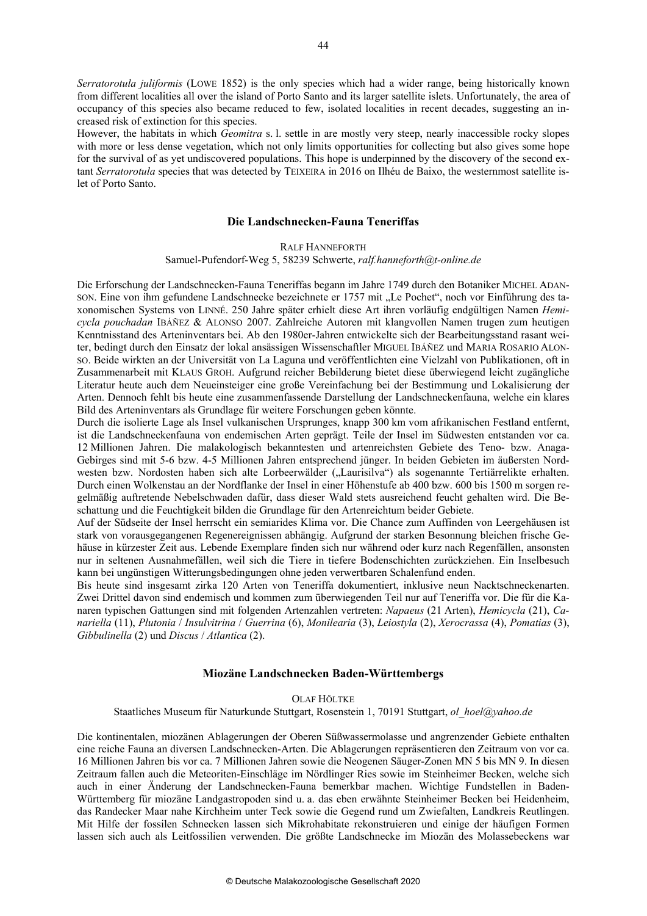*Serratorotula juliformis* (LOWE 1852) is the only species which had a wider range, being historically known from different localities all over the island of Porto Santo and its larger satellite islets. Unfortunately, the area of occupancy of this species also became reduced to few, isolated localities in recent decades, suggesting an increased risk of extinction for this species.

However, the habitats in which *Geomitra* s. l. settle in are mostly very steep, nearly inaccessible rocky slopes with more or less dense vegetation, which not only limits opportunities for collecting but also gives some hope for the survival of as yet undiscovered populations. This hope is underpinned by the discovery of the second extant *Serratorotula* species that was detected by TEIXEIRA in 2016 on Ilhéu de Baixo, the westernmost satellite islet of Porto Santo.

### Die Landschnecken-Fauna Teneriffas

RALF HANNEFORTH

Samuel-Pufendorf-Weg 5, 58239 Schwerte, *ralf.hanneforth@t-online.de*

Die Erforschung der Landschnecken-Fauna Teneriffas begann im Jahre 1749 durch den Botaniker MICHEL ADANSON. Eine von ihm gefundene Landschnecke bezeichnete er 1757 mit „Le Pochet", noch vor Einführung des taxonomischen Systems von LINNÉ. 250 Jahre später erhielt diese Art ihren vorläufig endgültigen Namen *Hemicycla pouchadan* IBÁÑEZ & ALONSO 2007. Zahlreiche Autoren mit klangvollen Namen trugen zum heutigen Kenntnisstand des Arteninventars bei. Ab den 1980er-Jahren entwickelte sich der Bearbeitungsstand rasant weiter, bedingt durch den Einsatz der lokal ansässigen Wissenschaftler MIGUEL IBÁÑEZ und MARIA ROSARIO ALONSO. Beide wirkten an der Universität von La Laguna und veröffentlichten eine Vielzahl von Publikationen, oft in Zusammenarbeit mit KLAUS GROH. Aufgrund reicher Bebilderung bietet diese überwiegend leicht zugängliche Literatur heute auch dem Neueinsteiger eine große Vereinfachung bei der Bestimmung und Lokalisierung der Arten. Dennoch fehlt bis heute eine zusammenfassende Darstellung der Landschneckenfauna, welche ein klares Bild des Arteninventars als Grundlage für weitere Forschungen geben könnte.

Durch die isolierte Lage als Insel vulkanischen Ursprunges, knapp 300 km vom afrikanischen Festland entfernt, ist die Landschneckenfauna von endemischen Arten geprägt. Teile der Insel im Südwesten entstanden vor ca. 12 Millionen Jahren. Die malakologisch bekanntesten und artenreichsten Gebiete des Teno- bzw. Anaga-Gebirges sind mit 5-6 bzw. 4-5 Millionen Jahren entsprechend jünger. In beiden Gebieten im äußersten Nordwesten bzw. Nordosten haben sich alte Lorbeerwälder („Laurisilva") als sogenannte Tertiärrelikte erhalten. Durch einen Wolkenstau an der Nordflanke der Insel in einer Höhenstufe ab 400 bzw. 600 bis 1500 m sorgen regelmäßig auftretende Nebelschwaden dafür, dass dieser Wald stets ausreichend feucht gehalten wird. Die Beschattung und die Feuchtigkeit bilden die Grundlage für den Artenreichtum beider Gebiete.

Auf der Südseite der Insel herrscht ein semiarides Klima vor. Die Chance zum Auffinden von Leergehäusen ist stark von vorausgegangenen Regenereignissen abhängig. Aufgrund der starken Besonnung bleichen frische Gehäuse in kürzester Zeit aus. Lebende Exemplare finden sich nur während oder kurz nach Regenfällen, ansonsten nur in seltenen Ausnahmefällen, weil sich die Tiere in tiefere Bodenschichten zurückziehen. Ein Inselbesuch kann bei ungünstigen Witterungsbedingungen ohne jeden verwertbaren Schalenfund enden.

Bis heute sind insgesamt zirka 120 Arten von Teneriffa dokumentiert, inklusive neun Nacktschneckenarten. Zwei Drittel davon sind endemisch und kommen zum überwiegenden Teil nur auf Teneriffa vor. Die für die Kanaren typischen Gattungen sind mit folgenden Artenzahlen vertreten: *Napaeus* (21 Arten), *Hemicycla* (21), *Canariella* (11), *Plutonia* / *Insulvitrina* / *Guerrina* (6), *Monilearia* (3), *Leiostyla* (2), *Xerocrassa* (4), *Pomatias* (3), *Gibbulinella* (2) und *Discus* / *Atlantica* (2).

### Miozäne Landschnecken Baden-Württembergs

OLAF HÖLTKE

Staatliches Museum für Naturkunde Stuttgart, Rosenstein 1, 70191 Stuttgart, *ol_hoel@yahoo.de*

Die kontinentalen, miozänen Ablagerungen der Oberen Süßwassermolasse und angrenzender Gebiete enthalten eine reiche Fauna an diversen Landschnecken-Arten. Die Ablagerungen repräsentieren den Zeitraum von vor ca. 16 Millionen Jahren bis vor ca. 7 Millionen Jahren sowie die Neogenen Säuger-Zonen MN 5 bis MN 9. In diesen Zeitraum fallen auch die Meteoriten-Einschläge im Nördlinger Ries sowie im Steinheimer Becken, welche sich auch in einer Änderung der Landschnecken-Fauna bemerkbar machen. Wichtige Fundstellen in Baden-Württemberg für miozäne Landgastropoden sind u. a. das eben erwähnte Steinheimer Becken bei Heidenheim, das Randecker Maar nahe Kirchheim unter Teck sowie die Gegend rund um Zwiefalten, Landkreis Reutlingen. Mit Hilfe der fossilen Schnecken lassen sich Mikrohabitate rekonstruieren und einige der häufigen Formen lassen sich auch als Leitfossilien verwenden. Die größte Landschnecke im Miozän des Molassebeckens war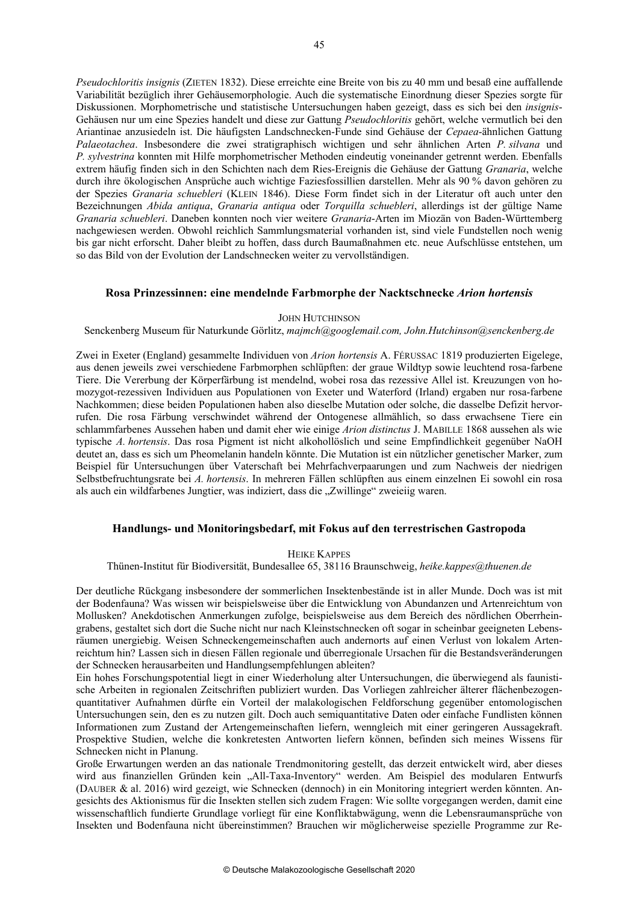*Pseudochloritis insignis* (ZIETEN 1832). Diese erreichte eine Breite von bis zu 40 mm und besaß eine auffallende Variabilität bezüglich ihrer Gehäusemorphologie. Auch die systematische Einordnung dieser Spezies sorgte für Diskussionen. Morphometrische und statistische Untersuchungen haben gezeigt, dass es sich bei den *insignis*-Gehäusen nur um eine Spezies handelt und diese zur Gattung *Pseudochloritis* gehört, welche vermutlich bei den Ariantinae anzusiedeln ist. Die häufigsten Landschnecken-Funde sind Gehäuse der *Cepaea*-ähnlichen Gattung *Palaeotachea*. Insbesondere die zwei stratigraphisch wichtigen und sehr ähnlichen Arten *P. silvana* und *P. sylvestrina* konnten mit Hilfe morphometrischer Methoden eindeutig voneinander getrennt werden. Ebenfalls extrem häufig finden sich in den Schichten nach dem Ries-Ereignis die Gehäuse der Gattung *Granaria*, welche durch ihre ökologischen Ansprüche auch wichtige Faziesfossilien darstellen. Mehr als 90 % davon gehören zu der Spezies *Granaria schuebleri* (KLEIN 1846). Diese Form findet sich in der Literatur oft auch unter den Bezeichnungen *Abida antiqua*, *Granaria antiqua* oder *Torquilla schuebleri*, allerdings ist der gültige Name *Granaria schuebleri*. Daneben konnten noch vier weitere *Granaria*-Arten im Miozän von Baden-Württemberg nachgewiesen werden. Obwohl reichlich Sammlungsmaterial vorhanden ist, sind viele Fundstellen noch wenig bis gar nicht erforscht. Daher bleibt zu hoffen, dass durch Baumaßnahmen etc. neue Aufschlüsse entstehen, um so das Bild von der Evolution der Landschnecken weiter zu vervollständigen.

## Rosa Prinzessinnen: eine mendelnde Farbmorphe der Nacktschnecke *Arion hortensis*

JOHN HUTCHINSON

Senckenberg Museum für Naturkunde Görlitz, *majmch@googlemail.com, John.Hutchinson@senckenberg.de*

Zwei in Exeter (England) gesammelte Individuen von *Arion hortensis* A. FÉRUSSAC 1819 produzierten Eigelege, aus denen jeweils zwei verschiedene Farbmorphen schlüpften: der graue Wildtyp sowie leuchtend rosa-farbene Tiere. Die Vererbung der Körperfärbung ist mendelnd, wobei rosa das rezessive Allel ist. Kreuzungen von homozygot-rezessiven Individuen aus Populationen von Exeter und Waterford (Irland) ergaben nur rosa-farbene Nachkommen; diese beiden Populationen haben also dieselbe Mutation oder solche, die dasselbe Defizit hervorrufen. Die rosa Färbung verschwindet während der Ontogenese allmählich, so dass erwachsene Tiere ein schlammfarbenes Aussehen haben und damit eher wie einige *Arion distinctus* J. MABILLE 1868 aussehen als wie typische *A. hortensis*. Das rosa Pigment ist nicht alkohollöslich und seine Empfindlichkeit gegenüber NaOH deutet an, dass es sich um Pheomelanin handeln könnte. Die Mutation ist ein nützlicher genetischer Marker, zum Beispiel für Untersuchungen über Vaterschaft bei Mehrfachverpaarungen und zum Nachweis der niedrigen Selbstbefruchtungsrate bei *A. hortensis*. In mehreren Fällen schlüpften aus einem einzelnen Ei sowohl ein rosa als auch ein wildfarbenes Jungtier, was indiziert, dass die „Zwillinge" zweieiig waren.

## Handlungs- und Monitoringsbedarf, mit Fokus auf den terrestrischen Gastropoda

HEIKE KAPPES

Thünen-Institut für Biodiversität, Bundesallee 65, 38116 Braunschweig, *heike.kappes@thuenen.de*

Der deutliche Rückgang insbesondere der sommerlichen Insektenbestände ist in aller Munde. Doch was ist mit der Bodenfauna? Was wissen wir beispielsweise über die Entwicklung von Abundanzen und Artenreichtum von Mollusken? Anekdotischen Anmerkungen zufolge, beispielsweise aus dem Bereich des nördlichen Oberrheingrabens, gestaltet sich dort die Suche nicht nur nach Kleinstschnecken oft sogar in scheinbar geeigneten Lebensräumen unergiebig. Weisen Schneckengemeinschaften auch andernorts auf einen Verlust von lokalem Artenreichtum hin? Lassen sich in diesen Fällen regionale und überregionale Ursachen für die Bestandsveränderungen der Schnecken herausarbeiten und Handlungsempfehlungen ableiten?

Ein hohes Forschungspotential liegt in einer Wiederholung alter Untersuchungen, die überwiegend als faunistische Arbeiten in regionalen Zeitschriften publiziert wurden. Das Vorliegen zahlreicher älterer flächenbezogen-quantitativer Aufnahmen dürfte ein Vorteil der malakologischen Feldforschung gegenüber entomologischen Untersuchungen sein, den es zu nutzen gilt. Doch auch semiquantitative Daten oder einfache Fundlisten können Informationen zum Zustand der Artengemeinschaften liefern, wenngleich mit einer geringeren Aussagekraft. Prospektive Studien, welche die konkretesten Antworten liefern können, befinden sich meines Wissens für Schnecken nicht in Planung.

Große Erwartungen werden an das nationale Trendmonitoring gestellt, das derzeit entwickelt wird, aber dieses wird aus finanziellen Gründen kein „All-Taxa-Inventory" werden. Am Beispiel des modularen Entwurfs (DAUBER & al. 2016) wird gezeigt, wie Schnecken (dennoch) in ein Monitoring integriert werden könnten. Angesichts des Aktionismus für die Insekten stellen sich zudem Fragen: Wie sollte vorgegangen werden, damit eine wissenschaftlich fundierte Grundlage vorliegt für eine Konfliktabwägung, wenn die Lebensraumansprüche von Insekten und Bodenfauna nicht übereinstimmen? Brauchen wir möglicherweise spezielle Programme zur Re-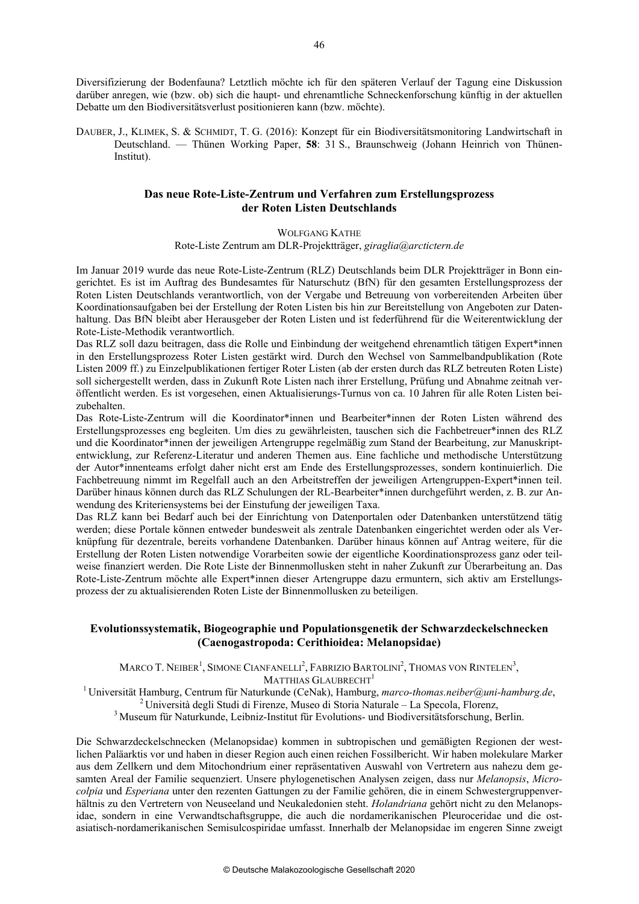Diversifizierung der Bodenfauna? Letztlich möchte ich für den späteren Verlauf der Tagung eine Diskussion darüber anregen, wie (bzw. ob) sich die haupt- und ehrenamtliche Schneckenforschung künftig in der aktuellen Debatte um den Biodiversitätsverlust positionieren kann (bzw. möchte).

DAUBER, J., KLIMEK, S. & SCHMIDT, T. G. (2016): Konzept für ein Biodiversitätsmonitoring Landwirtschaft in Deutschland. — Thünen Working Paper, **58**: 31 S., Braunschweig (Johann Heinrich von Thünen-Institut).

## Das neue Rote-Liste-Zentrum und Verfahren zum Erstellungsprozess der Roten Listen Deutschlands

WOLFGANG KATHE
Rote-Liste Zentrum am DLR-Projektträger, *giraglia@arctictern.de*

Im Januar 2019 wurde das neue Rote-Liste-Zentrum (RLZ) Deutschlands beim DLR Projektträger in Bonn eingerichtet. Es ist im Auftrag des Bundesamtes für Naturschutz (BfN) für den gesamten Erstellungsprozess der Roten Listen Deutschlands verantwortlich, von der Vergabe und Betreuung von vorbereitenden Arbeiten über Koordinationsaufgaben bei der Erstellung der Roten Listen bis hin zur Bereitstellung von Angeboten zur Datenhaltung. Das BfN bleibt aber Herausgeber der Roten Listen und ist federführend für die Weiterentwicklung der Rote-Liste-Methodik verantwortlich.

Das RLZ soll dazu beitragen, dass die Rolle und Einbindung der weitgehend ehrenamtlich tätigen Expert*innen in den Erstellungsprozess Roter Listen gestärkt wird. Durch den Wechsel von Sammelbandpublikation (Rote Listen 2009 ff.) zu Einzelpublikationen fertiger Roter Listen (ab der ersten durch das RLZ betreuten Roten Liste) soll sichergestellt werden, dass in Zukunft Rote Listen nach ihrer Erstellung, Prüfung und Abnahme zeitnah veröffentlicht werden. Es ist vorgesehen, einen Aktualisierungs-Turnus von ca. 10 Jahren für alle Roten Listen beizubehalten.

Das Rote-Liste-Zentrum will die Koordinator*innen und Bearbeiter*innen der Roten Listen während des Erstellungsprozesses eng begleiten. Um dies zu gewährleisten, tauschen sich die Fachbetreuer*innen des RLZ und die Koordinator*innen der jeweiligen Artengruppe regelmäßig zum Stand der Bearbeitung, zur Manuskriptentwicklung, zur Referenz-Literatur und anderen Themen aus. Eine fachliche und methodische Unterstützung der Autor*innenteams erfolgt daher nicht erst am Ende des Erstellungsprozesses, sondern kontinuierlich. Die Fachbetreuung nimmt im Regelfall auch an den Arbeitstreffen der jeweiligen Artengruppen-Expert*innen teil. Darüber hinaus können durch das RLZ Schulungen der RL-Bearbeiter*innen durchgeführt werden, z. B. zur Anwendung des Kriteriensystems bei der Einstufung der jeweiligen Taxa.

Das RLZ kann bei Bedarf auch bei der Einrichtung von Datenportalen oder Datenbanken unterstützend tätig werden; diese Portale können entweder bundesweit als zentrale Datenbanken eingerichtet werden oder als Verknüpfung für dezentrale, bereits vorhandene Datenbanken. Darüber hinaus können auf Antrag weitere, für die Erstellung der Roten Listen notwendige Vorarbeiten sowie der eigentliche Koordinationsprozess ganz oder teilweise finanziert werden. Die Rote Liste der Binnenmollusken steht in naher Zukunft zur Überarbeitung an. Das Rote-Liste-Zentrum möchte alle Expert*innen dieser Artengruppe dazu ermuntern, sich aktiv am Erstellungsprozess der zu aktualisierenden Roten Liste der Binnenmollusken zu beteiligen.

## Evolutionssystematik, Biogeographie und Populationsgenetik der Schwarzdeckelschnecken (Caenogastropoda: Cerithioidea: Melanopsidae)

MARCO T. NEIBER[1], SIMONE CIANFANELLI[2], FABRIZIO BARTOLINI[2], THOMAS VON RINTELEN[3], MATTHIAS GLAUBRECHT[1]

[1] Universität Hamburg, Centrum für Naturkunde (CeNak), Hamburg, *marco-thomas.neiber@uni-hamburg.de*,
[2] Università degli Studi di Firenze, Museo di Storia Naturale – La Specola, Florenz,
[3] Museum für Naturkunde, Leibniz-Institut für Evolutions- und Biodiversitätsforschung, Berlin.

Die Schwarzdeckelschnecken (Melanopsidae) kommen in subtropischen und gemäßigten Regionen der westlichen Paläarktis vor und haben in dieser Region auch einen reichen Fossilbericht. Wir haben molekulare Marker aus dem Zellkern und dem Mitochondrium einer repräsentativen Auswahl von Vertretern aus nahezu dem gesamten Areal der Familie sequenziert. Unsere phylogenetischen Analysen zeigen, dass nur *Melanopsis*, *Microcolpia* und *Esperiana* unter den rezenten Gattungen zu der Familie gehören, die in einem Schwestergruppenverhältnis zu den Vertretern von Neuseeland und Neukaledonien steht. *Holandriana* gehört nicht zu den Melanopsidae, sondern in eine Verwandtschaftsgruppe, die auch die nordamerikanischen Pleuroceridae und die ostasiatisch-nordamerikanischen Semisulcospiridae umfasst. Innerhalb der Melanopsidae im engeren Sinne zweigt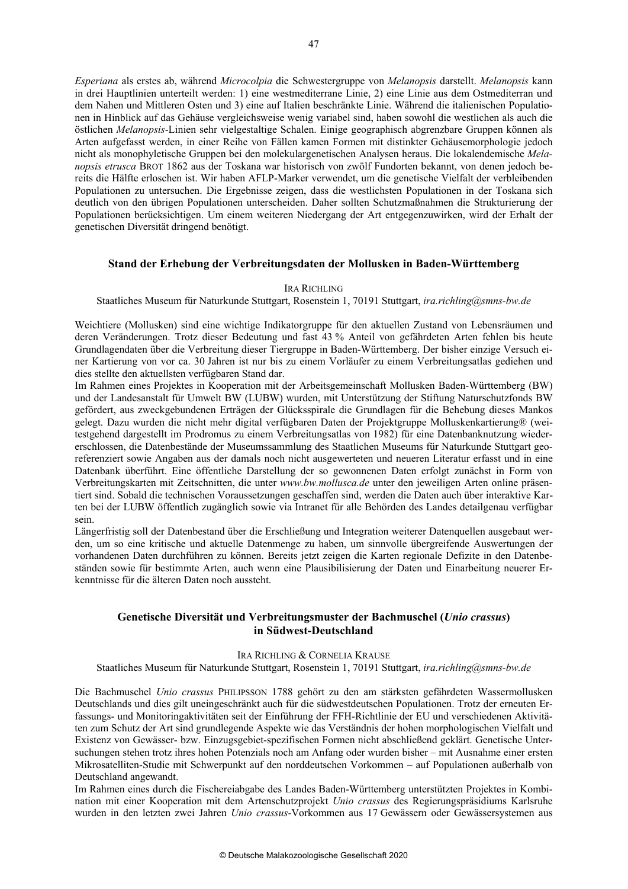*Esperiana* als erstes ab, während *Microcolpia* die Schwestergruppe von *Melanopsis* darstellt. *Melanopsis* kann in drei Hauptlinien unterteilt werden: 1) eine westmediterrane Linie, 2) eine Linie aus dem Ostmediterran und dem Nahen und Mittleren Osten und 3) eine auf Italien beschränkte Linie. Während die italienischen Populationen in Hinblick auf das Gehäuse vergleichsweise wenig variabel sind, haben sowohl die westlichen als auch die östlichen *Melanopsis*-Linien sehr vielgestaltige Schalen. Einige geographisch abgrenzbare Gruppen können als Arten aufgefasst werden, in einer Reihe von Fällen kamen Formen mit distinkter Gehäusemorphologie jedoch nicht als monophyletische Gruppen bei den molekulargenetischen Analysen heraus. Die lokalendemische *Melanopsis etrusca* Brot 1862 aus der Toskana war historisch von zwölf Fundorten bekannt, von denen jedoch bereits die Hälfte erloschen ist. Wir haben AFLP-Marker verwendet, um die genetische Vielfalt der verbleibenden Populationen zu untersuchen. Die Ergebnisse zeigen, dass die westlichsten Populationen in der Toskana sich deutlich von den übrigen Populationen unterscheiden. Daher sollten Schutzmaßnahmen die Strukturierung der Populationen berücksichtigen. Um einem weiteren Niedergang der Art entgegenzuwirken, wird der Erhalt der genetischen Diversität dringend benötigt.

## Stand der Erhebung der Verbreitungsdaten der Mollusken in Baden-Württemberg

Ira Richling

Staatliches Museum für Naturkunde Stuttgart, Rosenstein 1, 70191 Stuttgart, *ira.richling@smns-bw.de*

Weichtiere (Mollusken) sind eine wichtige Indikatorgruppe für den aktuellen Zustand von Lebensräumen und deren Veränderungen. Trotz dieser Bedeutung und fast 43 % Anteil von gefährdeten Arten fehlen bis heute Grundlagendaten über die Verbreitung dieser Tiergruppe in Baden-Württemberg. Der bisher einzige Versuch einer Kartierung von vor ca. 30 Jahren ist nur bis zu einem Vorläufer zu einem Verbreitungsatlas gediehen und dies stellte den aktuellsten verfügbaren Stand dar.

Im Rahmen eines Projektes in Kooperation mit der Arbeitsgemeinschaft Mollusken Baden-Württemberg (BW) und der Landesanstalt für Umwelt BW (LUBW) wurden, mit Unterstützung der Stiftung Naturschutzfonds BW gefördert, aus zweckgebundenen Erträgen der Glücksspirale die Grundlagen für die Behebung dieses Mankos gelegt. Dazu wurden die nicht mehr digital verfügbaren Daten der Projektgruppe Molluskenkartierung® (weitestgehend dargestellt im Prodromus zu einem Verbreitungsatlas von 1982) für eine Datenbanknutzung wiedererschlossen, die Datenbestände der Museumssammlung des Staatlichen Museums für Naturkunde Stuttgart georeferenziert sowie Angaben aus der damals noch nicht ausgewerteten und neueren Literatur erfasst und in eine Datenbank überführt. Eine öffentliche Darstellung der so gewonnenen Daten erfolgt zunächst in Form von Verbreitungskarten mit Zeitschnitten, die unter *www.bw.mollusca.de* unter den jeweiligen Arten online präsentiert sind. Sobald die technischen Voraussetzungen geschaffen sind, werden die Daten auch über interaktive Karten bei der LUBW öffentlich zugänglich sowie via Intranet für alle Behörden des Landes detailgenau verfügbar sein.

Längerfristig soll der Datenbestand über die Erschließung und Integration weiterer Datenquellen ausgebaut werden, um so eine kritische und aktuelle Datenmenge zu haben, um sinnvolle übergreifende Auswertungen der vorhandenen Daten durchführen zu können. Bereits jetzt zeigen die Karten regionale Defizite in den Datenbeständen sowie für bestimmte Arten, auch wenn eine Plausibilisierung der Daten und Einarbeitung neuerer Erkenntnisse für die älteren Daten noch aussteht.

## Genetische Diversität und Verbreitungsmuster der Bachmuschel (*Unio crassus*) in Südwest-Deutschland

Ira Richling & Cornelia Krause

Staatliches Museum für Naturkunde Stuttgart, Rosenstein 1, 70191 Stuttgart, *ira.richling@smns-bw.de*

Die Bachmuschel *Unio crassus* Philipsson 1788 gehört zu den am stärksten gefährdeten Wassermollusken Deutschlands und dies gilt uneingeschränkt auch für die südwestdeutschen Populationen. Trotz der erneuten Erfassungs- und Monitoringaktivitäten seit der Einführung der FFH-Richtlinie der EU und verschiedenen Aktivitäten zum Schutz der Art sind grundlegende Aspekte wie das Verständnis der hohen morphologischen Vielfalt und Existenz von Gewässer- bzw. Einzugsgebiet-spezifischen Formen nicht abschließend geklärt. Genetische Untersuchungen stehen trotz ihres hohen Potenzials noch am Anfang oder wurden bisher – mit Ausnahme einer ersten Mikrosatelliten-Studie mit Schwerpunkt auf den norddeutschen Vorkommen – auf Populationen außerhalb von Deutschland angewandt.

Im Rahmen eines durch die Fischereiabgabe des Landes Baden-Württemberg unterstützten Projektes in Kombination mit einer Kooperation mit dem Artenschutzprojekt *Unio crassus* des Regierungspräsidiums Karlsruhe wurden in den letzten zwei Jahren *Unio crassus*-Vorkommen aus 17 Gewässern oder Gewässersystemen aus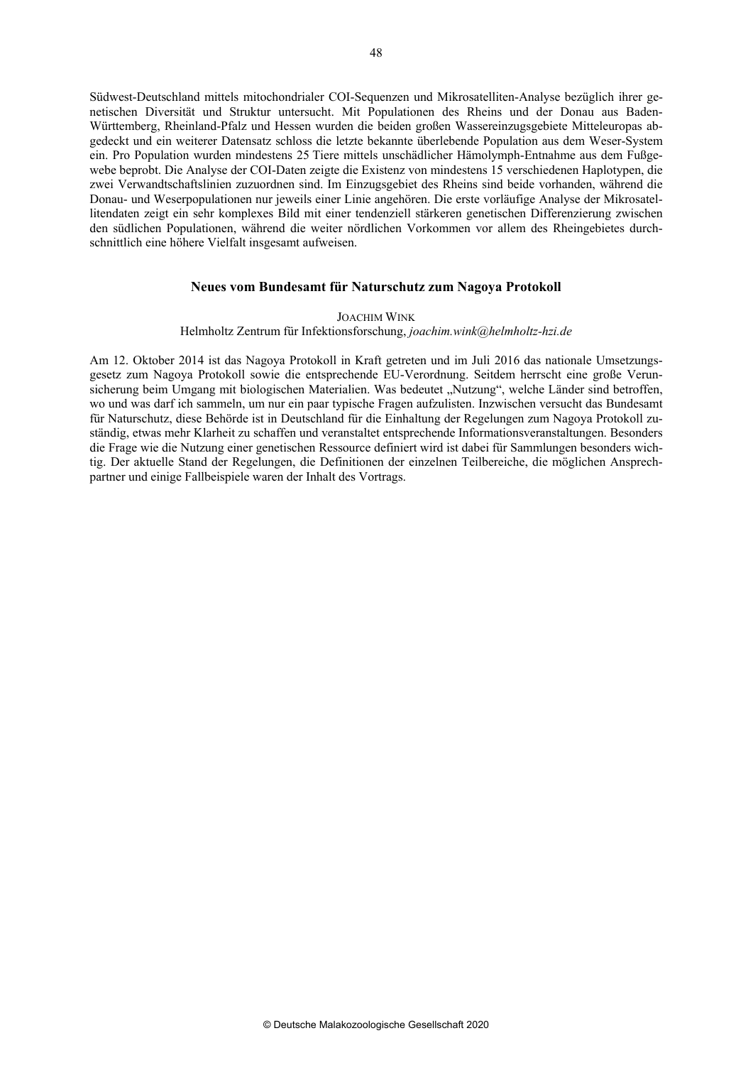Südwest-Deutschland mittels mitochondrialer COI-Sequenzen und Mikrosatelliten-Analyse bezüglich ihrer genetischen Diversität und Struktur untersucht. Mit Populationen des Rheins und der Donau aus Baden-Württemberg, Rheinland-Pfalz und Hessen wurden die beiden großen Wassereinzugsgebiete Mitteleuropas abgedeckt und ein weiterer Datensatz schloss die letzte bekannte überlebende Population aus dem Weser-System ein. Pro Population wurden mindestens 25 Tiere mittels unschädlicher Hämolymph-Entnahme aus dem Fußgewebe beprobt. Die Analyse der COI-Daten zeigte die Existenz von mindestens 15 verschiedenen Haplotypen, die zwei Verwandtschaftslinien zuzuordnen sind. Im Einzugsgebiet des Rheins sind beide vorhanden, während die Donau- und Weserpopulationen nur jeweils einer Linie angehören. Die erste vorläufige Analyse der Mikrosatellitendaten zeigt ein sehr komplexes Bild mit einer tendenziell stärkeren genetischen Differenzierung zwischen den südlichen Populationen, während die weiter nördlichen Vorkommen vor allem des Rheingebietes durchschnittlich eine höhere Vielfalt insgesamt aufweisen.

## Neues vom Bundesamt für Naturschutz zum Nagoya Protokoll

JOACHIM WINK

Helmholtz Zentrum für Infektionsforschung, *joachim.wink@helmholtz-hzi.de*

Am 12. Oktober 2014 ist das Nagoya Protokoll in Kraft getreten und im Juli 2016 das nationale Umsetzungsgesetz zum Nagoya Protokoll sowie die entsprechende EU-Verordnung. Seitdem herrscht eine große Verunsicherung beim Umgang mit biologischen Materialien. Was bedeutet „Nutzung", welche Länder sind betroffen, wo und was darf ich sammeln, um nur ein paar typische Fragen aufzulisten. Inzwischen versucht das Bundesamt für Naturschutz, diese Behörde ist in Deutschland für die Einhaltung der Regelungen zum Nagoya Protokoll zuständig, etwas mehr Klarheit zu schaffen und veranstaltet entsprechende Informationsveranstaltungen. Besonders die Frage wie die Nutzung einer genetischen Ressource definiert wird ist dabei für Sammlungen besonders wichtig. Der aktuelle Stand der Regelungen, die Definitionen der einzelnen Teilbereiche, die möglichen Ansprechpartner und einige Fallbeispiele waren der Inhalt des Vortrags.